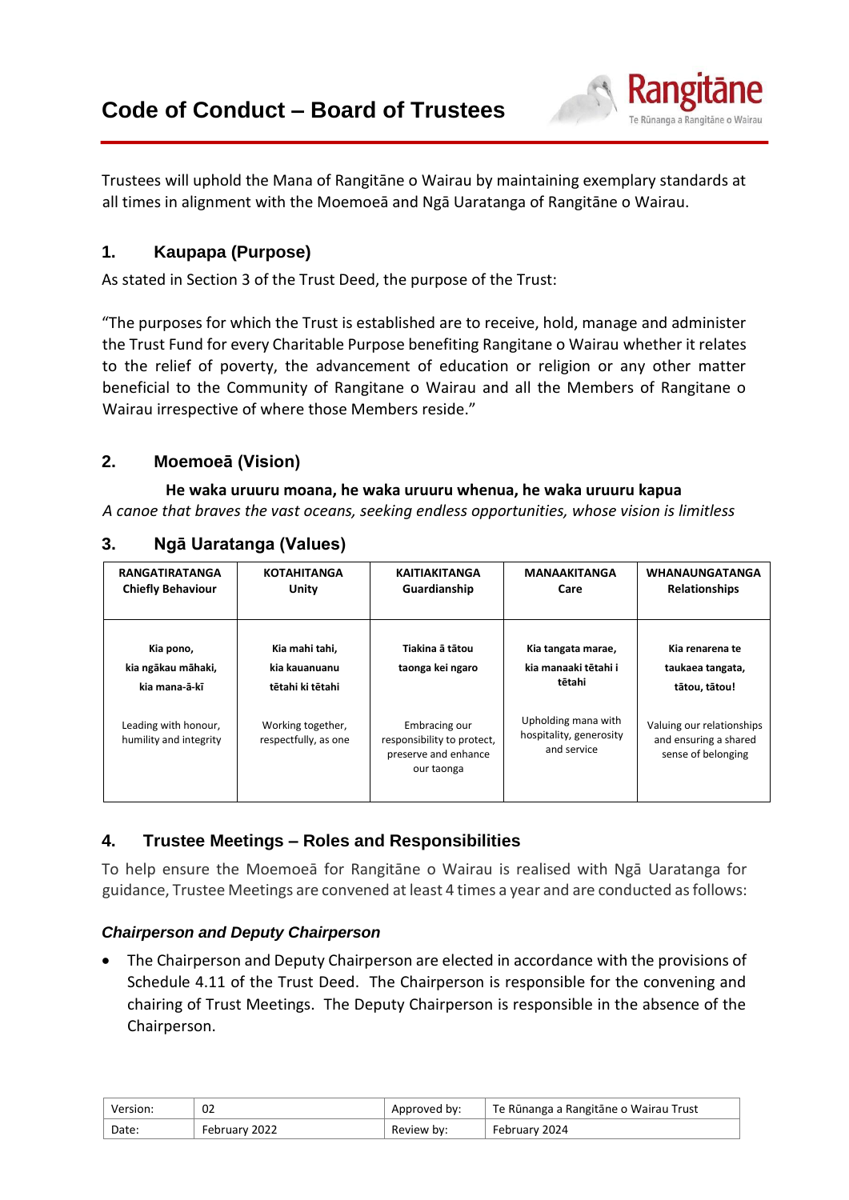# Code of Conduct – Board of Trustees

Rangitāne
Te Rūnanga a Rangitāne o Wairau

Trustees will uphold the Mana of Rangitāne o Wairau by maintaining exemplary standards at all times in alignment with the Moemoeā and Ngā Uaratanga of Rangitāne o Wairau.

## 1. Kaupapa (Purpose)

As stated in Section 3 of the Trust Deed, the purpose of the Trust:

"The purposes for which the Trust is established are to receive, hold, manage and administer the Trust Fund for every Charitable Purpose benefiting Rangitane o Wairau whether it relates to the relief of poverty, the advancement of education or religion or any other matter beneficial to the Community of Rangitane o Wairau and all the Members of Rangitane o Wairau irrespective of where those Members reside."

## 2. Moemoeā (Vision)

**He waka uruuru moana, he waka uruuru whenua, he waka uruuru kapua**

*A canoe that braves the vast oceans, seeking endless opportunities, whose vision is limitless*

## 3. Ngā Uaratanga (Values)

| RANGATIRATANGA<br>Chiefly Behaviour | KOTAHITANGA<br>Unity | KAITIAKITANGA<br>Guardianship | MANAAKITANGA<br>Care | WHANAUNGATANGA<br>Relationships |
|---|---|---|---|---|
| **Kia pono, kia ngākau māhaki, kia mana-ā-kī**<br><br>Leading with honour, humility and integrity | **Kia mahi tahi, kia kauanuanu tētahi ki tētahi**<br><br>Working together, respectfully, as one | **Tiakina ā tātou taonga kei ngaro**<br><br>Embracing our responsibility to protect, preserve and enhance our taonga | **Kia tangata marae, kia manaaki tētahi i tētahi**<br><br>Upholding mana with hospitality, generosity and service | **Kia renarena te taukaea tangata, tātou, tātou!**<br><br>Valuing our relationships and ensuring a shared sense of belonging |

## 4. Trustee Meetings – Roles and Responsibilities

To help ensure the Moemoeā for Rangitāne o Wairau is realised with Ngā Uaratanga for guidance, Trustee Meetings are convened at least 4 times a year and are conducted as follows:

### *Chairperson and Deputy Chairperson*

- The Chairperson and Deputy Chairperson are elected in accordance with the provisions of Schedule 4.11 of the Trust Deed. The Chairperson is responsible for the convening and chairing of Trust Meetings. The Deputy Chairperson is responsible in the absence of the Chairperson.

| Version: | 02 | Approved by: | Te Rūnanga a Rangitāne o Wairau Trust |
|---|---|---|---|
| Date: | February 2022 | Review by: | February 2024 |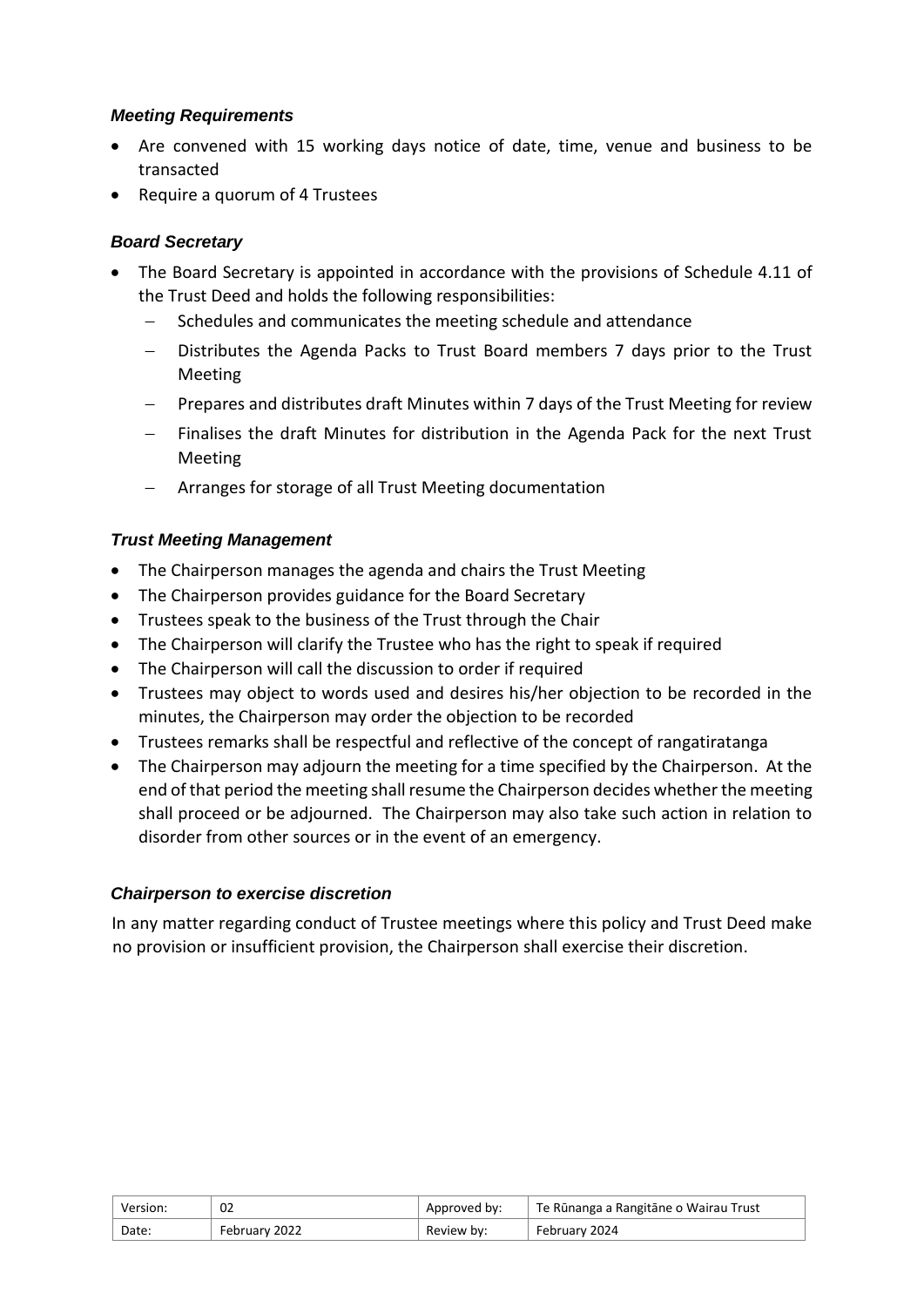### *Meeting Requirements*

- Are convened with 15 working days notice of date, time, venue and business to be transacted
- Require a quorum of 4 Trustees

### *Board Secretary*

- The Board Secretary is appointed in accordance with the provisions of Schedule 4.11 of the Trust Deed and holds the following responsibilities:
  - Schedules and communicates the meeting schedule and attendance
  - Distributes the Agenda Packs to Trust Board members 7 days prior to the Trust Meeting
  - Prepares and distributes draft Minutes within 7 days of the Trust Meeting for review
  - Finalises the draft Minutes for distribution in the Agenda Pack for the next Trust Meeting
  - Arranges for storage of all Trust Meeting documentation

### *Trust Meeting Management*

- The Chairperson manages the agenda and chairs the Trust Meeting
- The Chairperson provides guidance for the Board Secretary
- Trustees speak to the business of the Trust through the Chair
- The Chairperson will clarify the Trustee who has the right to speak if required
- The Chairperson will call the discussion to order if required
- Trustees may object to words used and desires his/her objection to be recorded in the minutes, the Chairperson may order the objection to be recorded
- Trustees remarks shall be respectful and reflective of the concept of rangatiratanga
- The Chairperson may adjourn the meeting for a time specified by the Chairperson. At the end of that period the meeting shall resume the Chairperson decides whether the meeting shall proceed or be adjourned. The Chairperson may also take such action in relation to disorder from other sources or in the event of an emergency.

### *Chairperson to exercise discretion*

In any matter regarding conduct of Trustee meetings where this policy and Trust Deed make no provision or insufficient provision, the Chairperson shall exercise their discretion.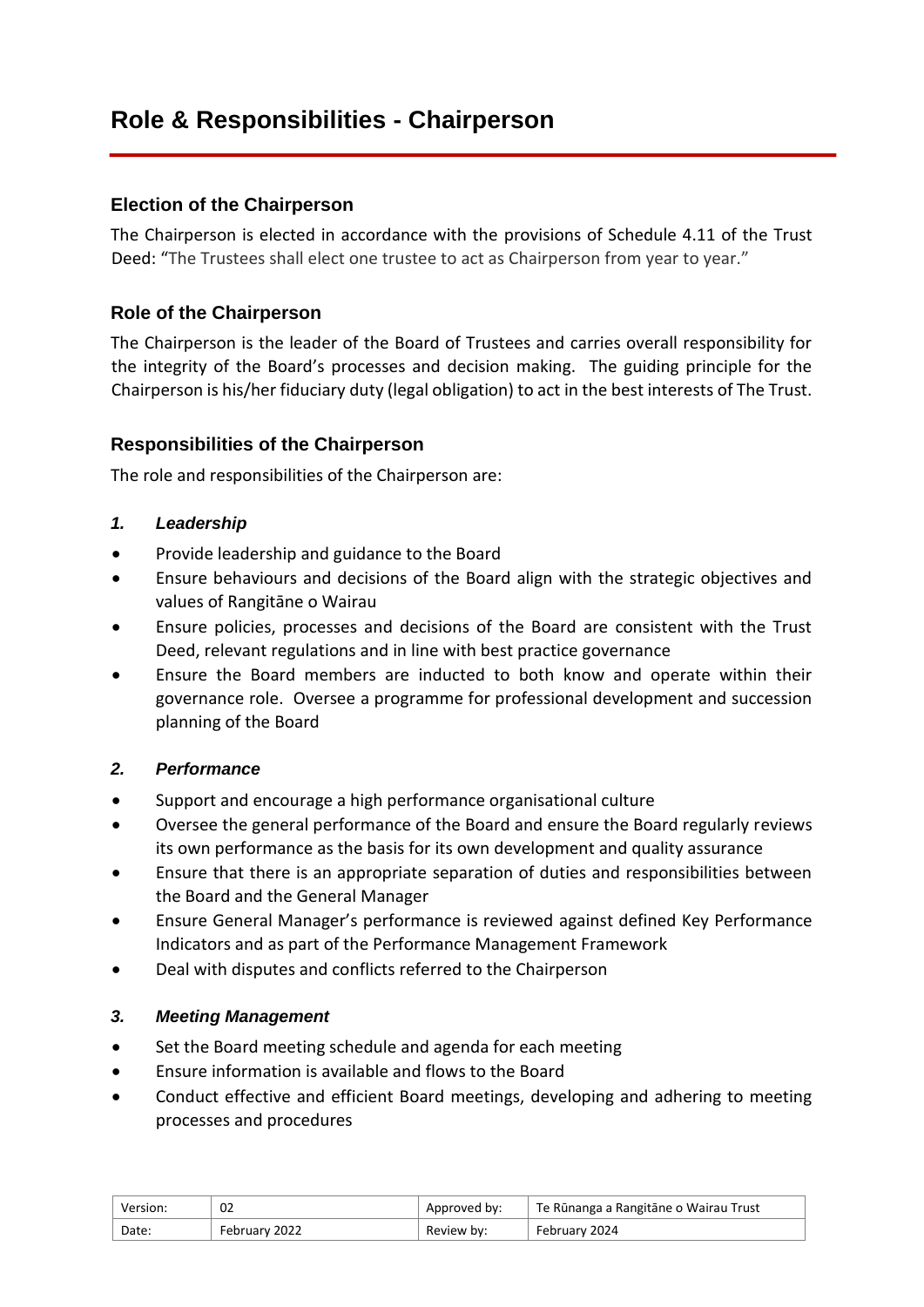# Role & Responsibilities - Chairperson

## Election of the Chairperson

The Chairperson is elected in accordance with the provisions of Schedule 4.11 of the Trust Deed: "The Trustees shall elect one trustee to act as Chairperson from year to year."

## Role of the Chairperson

The Chairperson is the leader of the Board of Trustees and carries overall responsibility for the integrity of the Board's processes and decision making. The guiding principle for the Chairperson is his/her fiduciary duty (legal obligation) to act in the best interests of The Trust.

## Responsibilities of the Chairperson

The role and responsibilities of the Chairperson are:

### *1. Leadership*

- Provide leadership and guidance to the Board
- Ensure behaviours and decisions of the Board align with the strategic objectives and values of Rangitāne o Wairau
- Ensure policies, processes and decisions of the Board are consistent with the Trust Deed, relevant regulations and in line with best practice governance
- Ensure the Board members are inducted to both know and operate within their governance role. Oversee a programme for professional development and succession planning of the Board

### *2. Performance*

- Support and encourage a high performance organisational culture
- Oversee the general performance of the Board and ensure the Board regularly reviews its own performance as the basis for its own development and quality assurance
- Ensure that there is an appropriate separation of duties and responsibilities between the Board and the General Manager
- Ensure General Manager's performance is reviewed against defined Key Performance Indicators and as part of the Performance Management Framework
- Deal with disputes and conflicts referred to the Chairperson

### *3. Meeting Management*

- Set the Board meeting schedule and agenda for each meeting
- Ensure information is available and flows to the Board
- Conduct effective and efficient Board meetings, developing and adhering to meeting processes and procedures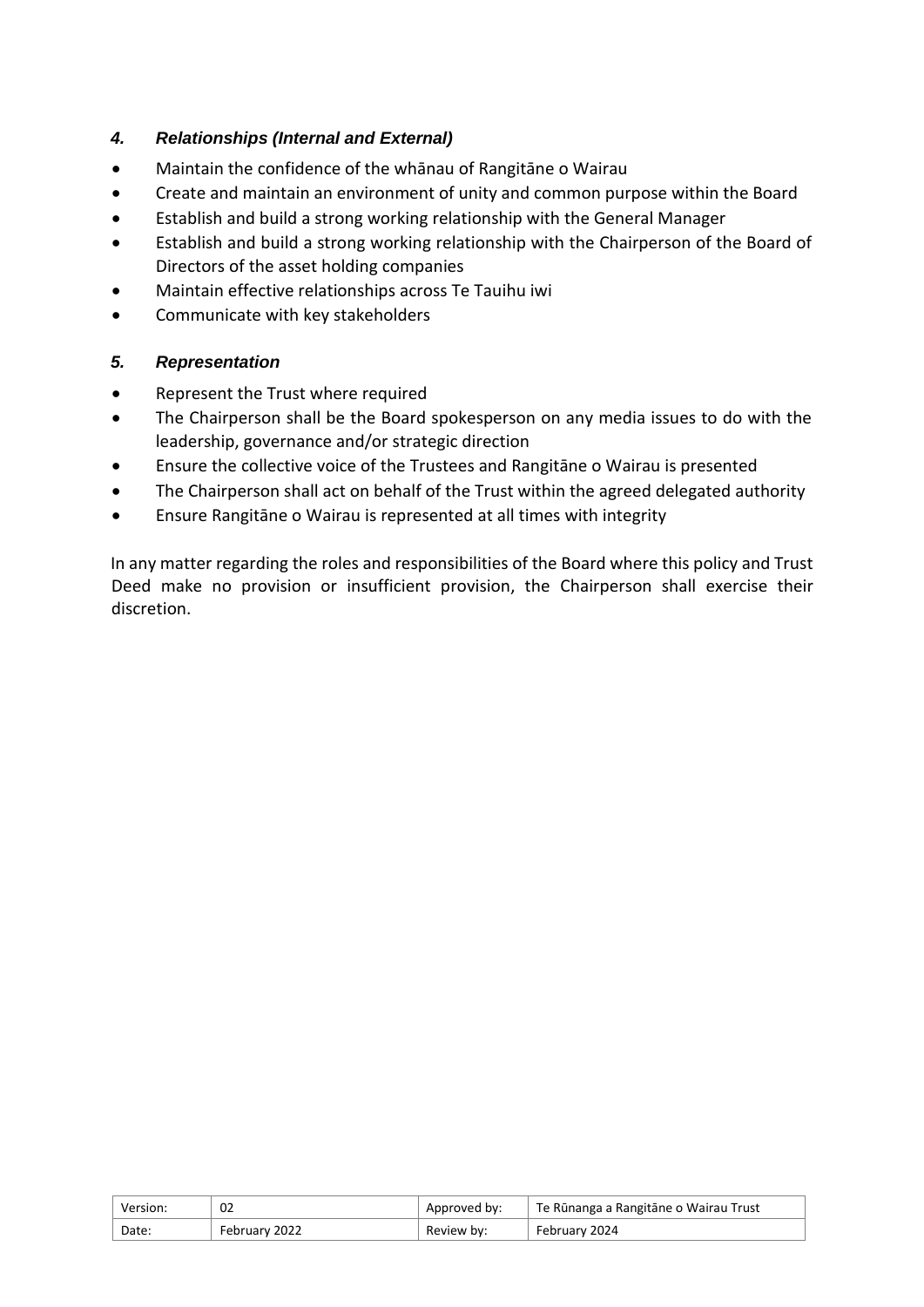### *4. Relationships (Internal and External)*

- Maintain the confidence of the whānau of Rangitāne o Wairau
- Create and maintain an environment of unity and common purpose within the Board
- Establish and build a strong working relationship with the General Manager
- Establish and build a strong working relationship with the Chairperson of the Board of Directors of the asset holding companies
- Maintain effective relationships across Te Tauihu iwi
- Communicate with key stakeholders

### *5. Representation*

- Represent the Trust where required
- The Chairperson shall be the Board spokesperson on any media issues to do with the leadership, governance and/or strategic direction
- Ensure the collective voice of the Trustees and Rangitāne o Wairau is presented
- The Chairperson shall act on behalf of the Trust within the agreed delegated authority
- Ensure Rangitāne o Wairau is represented at all times with integrity

In any matter regarding the roles and responsibilities of the Board where this policy and Trust Deed make no provision or insufficient provision, the Chairperson shall exercise their discretion.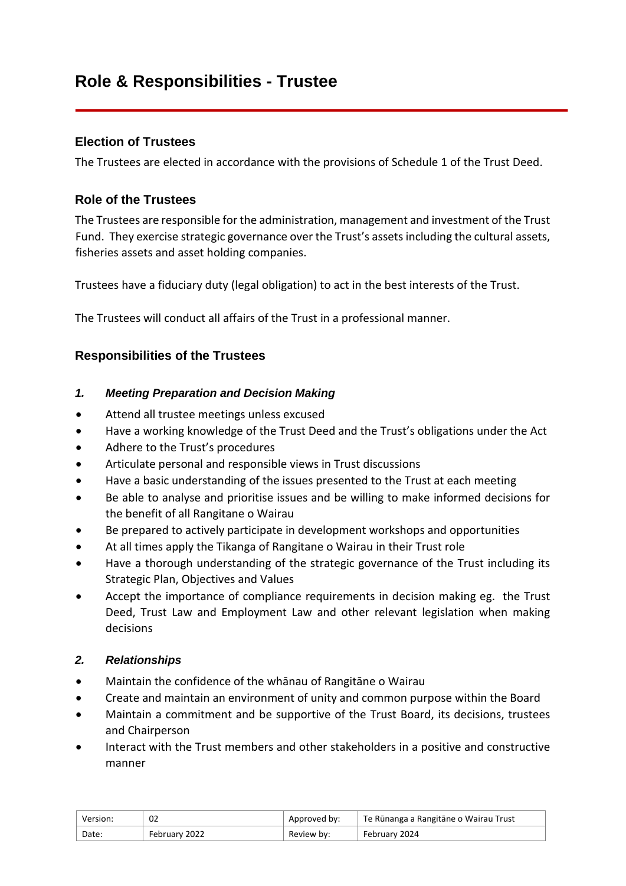# Role & Responsibilities - Trustee

## Election of Trustees

The Trustees are elected in accordance with the provisions of Schedule 1 of the Trust Deed.

## Role of the Trustees

The Trustees are responsible for the administration, management and investment of the Trust Fund. They exercise strategic governance over the Trust's assets including the cultural assets, fisheries assets and asset holding companies.

Trustees have a fiduciary duty (legal obligation) to act in the best interests of the Trust.

The Trustees will conduct all affairs of the Trust in a professional manner.

## Responsibilities of the Trustees

### *1. Meeting Preparation and Decision Making*

- Attend all trustee meetings unless excused
- Have a working knowledge of the Trust Deed and the Trust's obligations under the Act
- Adhere to the Trust's procedures
- Articulate personal and responsible views in Trust discussions
- Have a basic understanding of the issues presented to the Trust at each meeting
- Be able to analyse and prioritise issues and be willing to make informed decisions for the benefit of all Rangitane o Wairau
- Be prepared to actively participate in development workshops and opportunities
- At all times apply the Tikanga of Rangitane o Wairau in their Trust role
- Have a thorough understanding of the strategic governance of the Trust including its Strategic Plan, Objectives and Values
- Accept the importance of compliance requirements in decision making eg. the Trust Deed, Trust Law and Employment Law and other relevant legislation when making decisions

### *2. Relationships*

- Maintain the confidence of the whānau of Rangitāne o Wairau
- Create and maintain an environment of unity and common purpose within the Board
- Maintain a commitment and be supportive of the Trust Board, its decisions, trustees and Chairperson
- Interact with the Trust members and other stakeholders in a positive and constructive manner

| Version: | 02 | Approved by: | Te Rūnanga a Rangitāne o Wairau Trust |
|---|---|---|---|
| Date: | February 2022 | Review by: | February 2024 |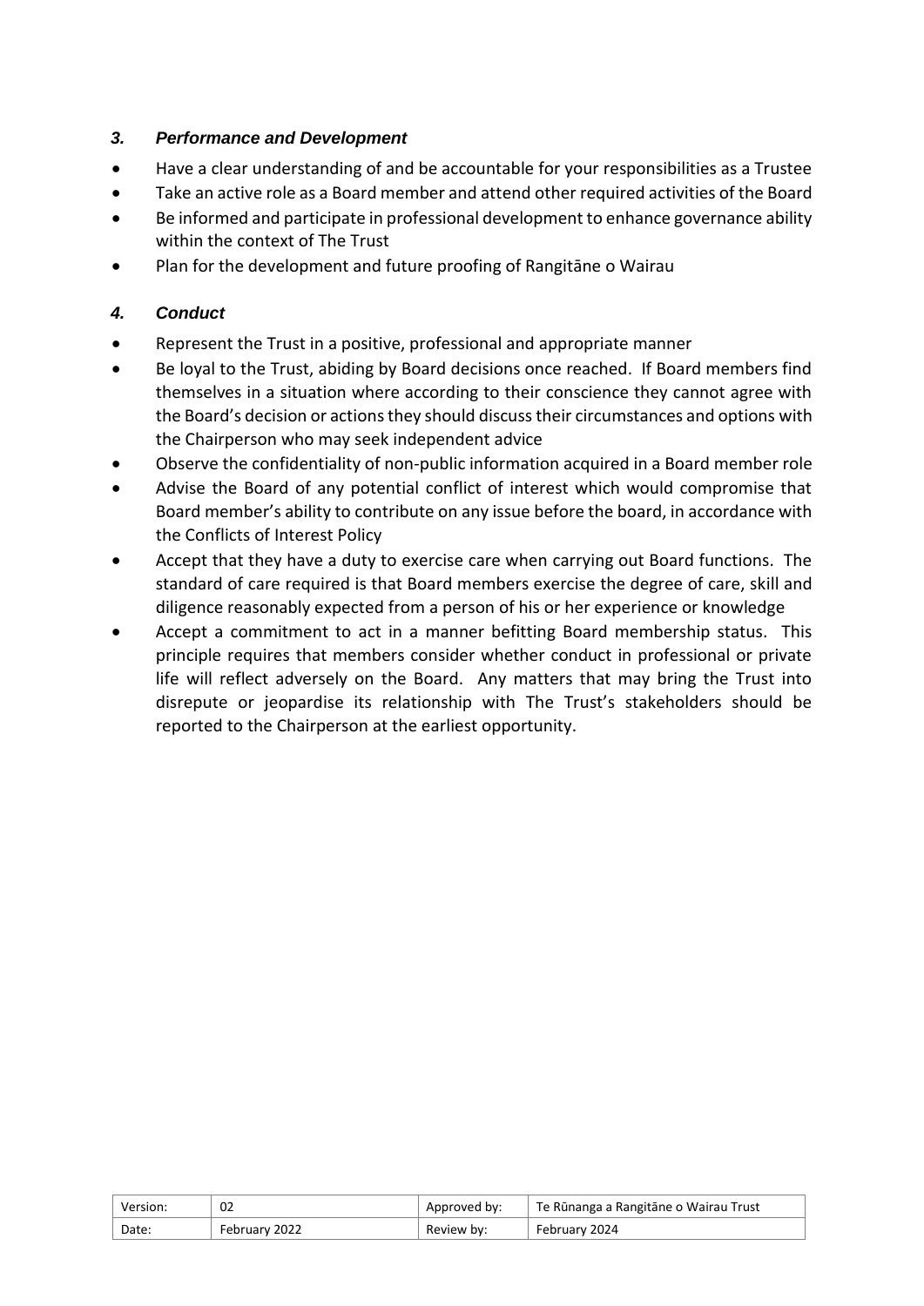### *3. Performance and Development*

- Have a clear understanding of and be accountable for your responsibilities as a Trustee
- Take an active role as a Board member and attend other required activities of the Board
- Be informed and participate in professional development to enhance governance ability within the context of The Trust
- Plan for the development and future proofing of Rangitāne o Wairau

### *4. Conduct*

- Represent the Trust in a positive, professional and appropriate manner
- Be loyal to the Trust, abiding by Board decisions once reached. If Board members find themselves in a situation where according to their conscience they cannot agree with the Board's decision or actions they should discuss their circumstances and options with the Chairperson who may seek independent advice
- Observe the confidentiality of non-public information acquired in a Board member role
- Advise the Board of any potential conflict of interest which would compromise that Board member's ability to contribute on any issue before the board, in accordance with the Conflicts of Interest Policy
- Accept that they have a duty to exercise care when carrying out Board functions. The standard of care required is that Board members exercise the degree of care, skill and diligence reasonably expected from a person of his or her experience or knowledge
- Accept a commitment to act in a manner befitting Board membership status. This principle requires that members consider whether conduct in professional or private life will reflect adversely on the Board. Any matters that may bring the Trust into disrepute or jeopardise its relationship with The Trust's stakeholders should be reported to the Chairperson at the earliest opportunity.

| | | | |
|---|---|---|---|
| Version: | 02 | Approved by: | Te Rūnanga a Rangitāne o Wairau Trust |
| Date: | February 2022 | Review by: | February 2024 |